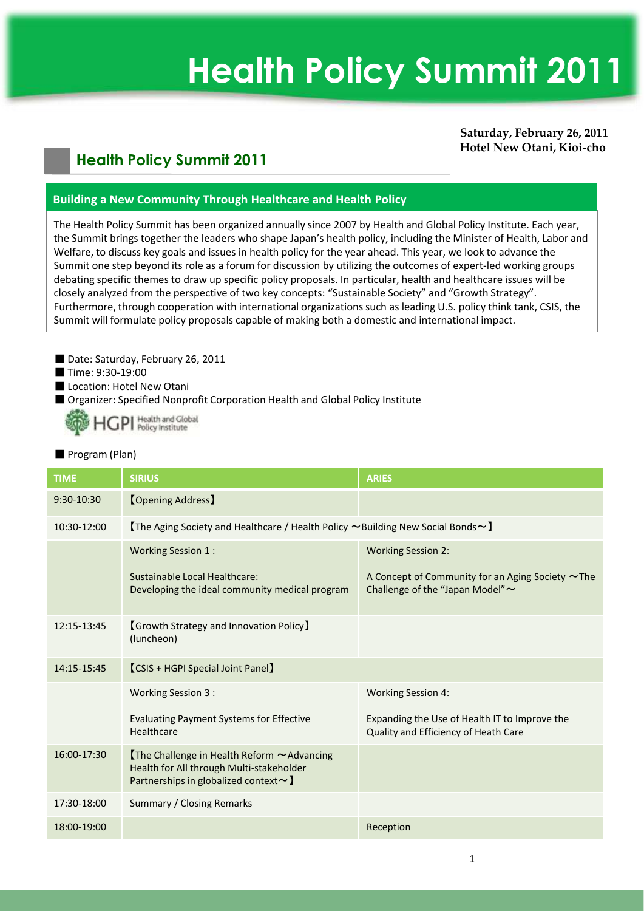# Health Policy Summit 2011

**Saturday, February 26, 2011**
**Hotel New Otani, Kioi-cho**

## Health Policy Summit 2011

### Building a New Community Through Healthcare and Health Policy

The Health Policy Summit has been organized annually since 2007 by Health and Global Policy Institute. Each year, the Summit brings together the leaders who shape Japan's health policy, including the Minister of Health, Labor and Welfare, to discuss key goals and issues in health policy for the year ahead. This year, we look to advance the Summit one step beyond its role as a forum for discussion by utilizing the outcomes of expert-led working groups debating specific themes to draw up specific policy proposals. In particular, health and healthcare issues will be closely analyzed from the perspective of two key concepts: "Sustainable Society" and "Growth Strategy". Furthermore, through cooperation with international organizations such as leading U.S. policy think tank, CSIS, the Summit will formulate policy proposals capable of making both a domestic and international impact.

- ■ Date: Saturday, February 26, 2011
- ■ Time: 9:30-19:00
- ■ Location: Hotel New Otani
- ■ Organizer: Specified Nonprofit Corporation Health and Global Policy Institute

HGPI Health and Global Policy Institute

■ Program (Plan)

| TIME | SIRIUS | ARIES |
|---|---|---|
| 9:30-10:30 | 【Opening Address】 | |
| 10:30-12:00 | 【The Aging Society and Healthcare / Health Policy ～Building New Social Bonds～】 | |
| | Working Session 1 :<br><br>Sustainable Local Healthcare:<br>Developing the ideal community medical program | Working Session 2:<br><br>A Concept of Community for an Aging Society ～The Challenge of the "Japan Model"～ |
| 12:15-13:45 | 【Growth Strategy and Innovation Policy】<br>(luncheon) | |
| 14:15-15:45 | 【CSIS + HGPI Special Joint Panel】 | |
| | Working Session 3 :<br><br>Evaluating Payment Systems for Effective Healthcare | Working Session 4:<br><br>Expanding the Use of Health IT to Improve the Quality and Efficiency of Heath Care |
| 16:00-17:30 | 【The Challenge in Health Reform ～Advancing Health for All through Multi-stakeholder Partnerships in globalized context～】 | |
| 17:30-18:00 | Summary / Closing Remarks | |
| 18:00-19:00 | | Reception |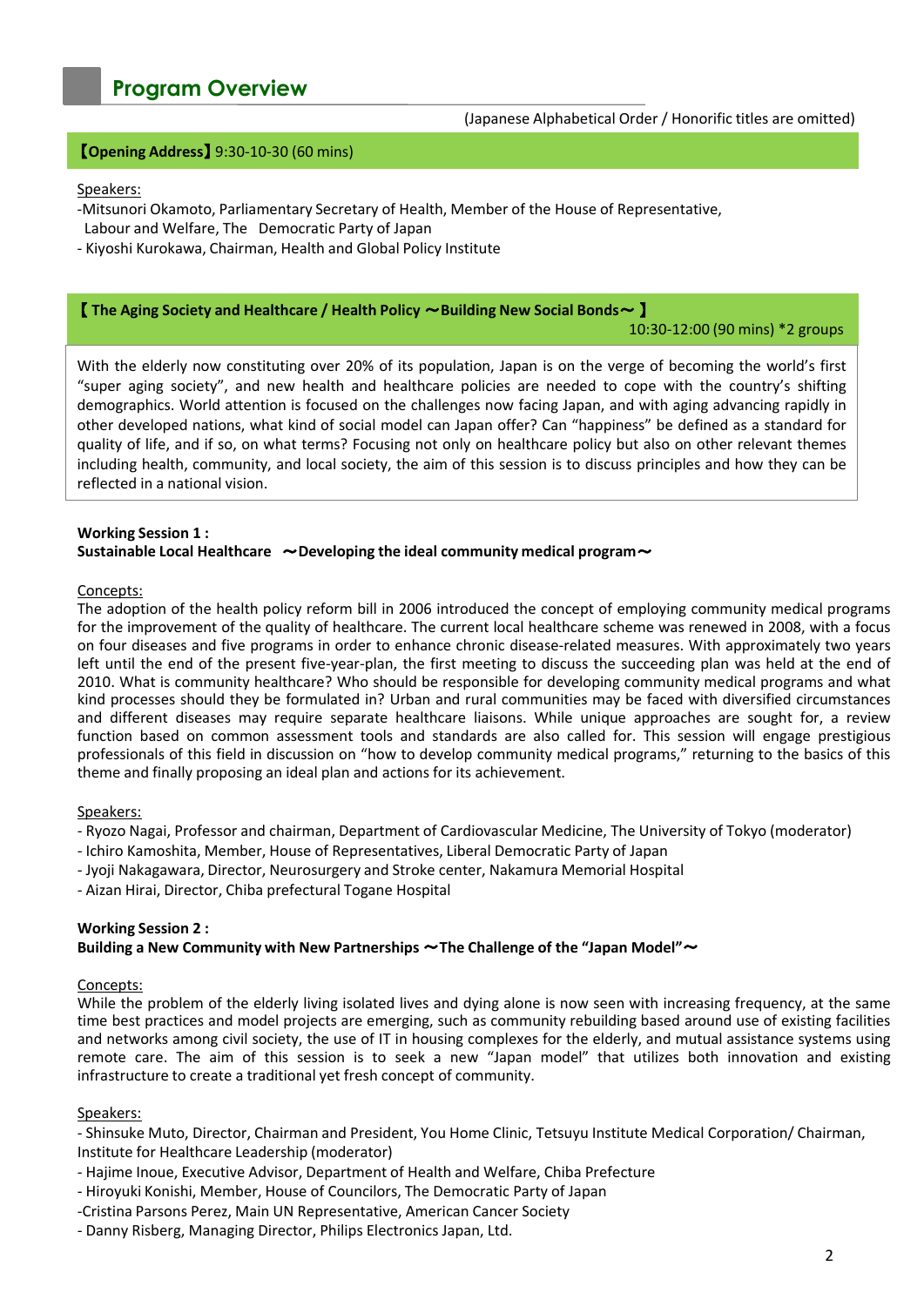# Program Overview

(Japanese Alphabetical Order / Honorific titles are omitted)

## 【Opening Address】9:30-10-30 (60 mins)

Speakers:

-Mitsunori Okamoto, Parliamentary Secretary of Health, Member of the House of Representative, Labour and Welfare, The Democratic Party of Japan

- Kiyoshi Kurokawa, Chairman, Health and Global Policy Institute

## 【 The Aging Society and Healthcare / Health Policy ～Building New Social Bonds～ 】

10:30-12:00 (90 mins) *2 groups

With the elderly now constituting over 20% of its population, Japan is on the verge of becoming the world's first "super aging society", and new health and healthcare policies are needed to cope with the country's shifting demographics. World attention is focused on the challenges now facing Japan, and with aging advancing rapidly in other developed nations, what kind of social model can Japan offer? Can "happiness" be defined as a standard for quality of life, and if so, on what terms? Focusing not only on healthcare policy but also on other relevant themes including health, community, and local society, the aim of this session is to discuss principles and how they can be reflected in a national vision.

### Working Session 1 :
### Sustainable Local Healthcare ～Developing the ideal community medical program～

Concepts:

The adoption of the health policy reform bill in 2006 introduced the concept of employing community medical programs for the improvement of the quality of healthcare. The current local healthcare scheme was renewed in 2008, with a focus on four diseases and five programs in order to enhance chronic disease-related measures. With approximately two years left until the end of the present five-year-plan, the first meeting to discuss the succeeding plan was held at the end of 2010. What is community healthcare? Who should be responsible for developing community medical programs and what kind processes should they be formulated in? Urban and rural communities may be faced with diversified circumstances and different diseases may require separate healthcare liaisons. While unique approaches are sought for, a review function based on common assessment tools and standards are also called for. This session will engage prestigious professionals of this field in discussion on "how to develop community medical programs," returning to the basics of this theme and finally proposing an ideal plan and actions for its achievement.

Speakers:

- Ryozo Nagai, Professor and chairman, Department of Cardiovascular Medicine, The University of Tokyo (moderator)
- Ichiro Kamoshita, Member, House of Representatives, Liberal Democratic Party of Japan
- Jyoji Nakagawara, Director, Neurosurgery and Stroke center, Nakamura Memorial Hospital
- Aizan Hirai, Director, Chiba prefectural Togane Hospital

### Working Session 2 :
### Building a New Community with New Partnerships ～The Challenge of the "Japan Model"～

Concepts:

While the problem of the elderly living isolated lives and dying alone is now seen with increasing frequency, at the same time best practices and model projects are emerging, such as community rebuilding based around use of existing facilities and networks among civil society, the use of IT in housing complexes for the elderly, and mutual assistance systems using remote care. The aim of this session is to seek a new "Japan model" that utilizes both innovation and existing infrastructure to create a traditional yet fresh concept of community.

Speakers:

- Shinsuke Muto, Director, Chairman and President, You Home Clinic, Tetsuyu Institute Medical Corporation/ Chairman, Institute for Healthcare Leadership (moderator)
- Hajime Inoue, Executive Advisor, Department of Health and Welfare, Chiba Prefecture
- Hiroyuki Konishi, Member, House of Councilors, The Democratic Party of Japan
-Cristina Parsons Perez, Main UN Representative, American Cancer Society
- Danny Risberg, Managing Director, Philips Electronics Japan, Ltd.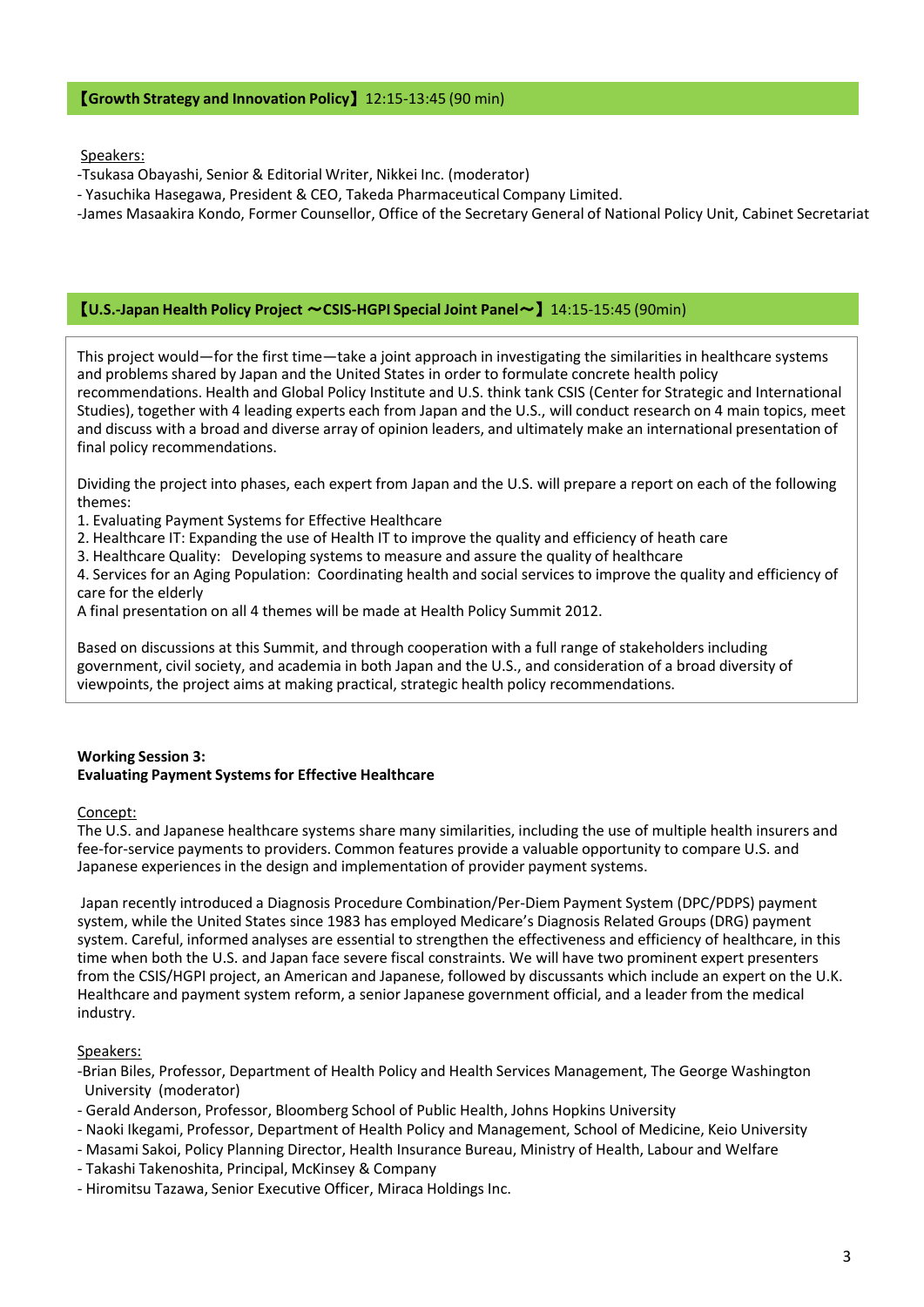## 【Growth Strategy and Innovation Policy】12:15-13:45 (90 min)

Speakers:

-Tsukasa Obayashi, Senior & Editorial Writer, Nikkei Inc. (moderator)
- Yasuchika Hasegawa, President & CEO, Takeda Pharmaceutical Company Limited.
-James Masaakira Kondo, Former Counsellor, Office of the Secretary General of National Policy Unit, Cabinet Secretariat

## 【U.S.-Japan Health Policy Project 〜CSIS-HGPI Special Joint Panel〜】14:15-15:45 (90min)

This project would—for the first time—take a joint approach in investigating the similarities in healthcare systems and problems shared by Japan and the United States in order to formulate concrete health policy recommendations. Health and Global Policy Institute and U.S. think tank CSIS (Center for Strategic and International Studies), together with 4 leading experts each from Japan and the U.S., will conduct research on 4 main topics, meet and discuss with a broad and diverse array of opinion leaders, and ultimately make an international presentation of final policy recommendations.

Dividing the project into phases, each expert from Japan and the U.S. will prepare a report on each of the following themes:

1. Evaluating Payment Systems for Effective Healthcare
2. Healthcare IT: Expanding the use of Health IT to improve the quality and efficiency of heath care
3. Healthcare Quality: Developing systems to measure and assure the quality of healthcare
4. Services for an Aging Population: Coordinating health and social services to improve the quality and efficiency of care for the elderly

A final presentation on all 4 themes will be made at Health Policy Summit 2012.

Based on discussions at this Summit, and through cooperation with a full range of stakeholders including government, civil society, and academia in both Japan and the U.S., and consideration of a broad diversity of viewpoints, the project aims at making practical, strategic health policy recommendations.

**Working Session 3:**
**Evaluating Payment Systems for Effective Healthcare**

Concept:

The U.S. and Japanese healthcare systems share many similarities, including the use of multiple health insurers and fee-for-service payments to providers. Common features provide a valuable opportunity to compare U.S. and Japanese experiences in the design and implementation of provider payment systems.

Japan recently introduced a Diagnosis Procedure Combination/Per-Diem Payment System (DPC/PDPS) payment system, while the United States since 1983 has employed Medicare's Diagnosis Related Groups (DRG) payment system. Careful, informed analyses are essential to strengthen the effectiveness and efficiency of healthcare, in this time when both the U.S. and Japan face severe fiscal constraints. We will have two prominent expert presenters from the CSIS/HGPI project, an American and Japanese, followed by discussants which include an expert on the U.K. Healthcare and payment system reform, a senior Japanese government official, and a leader from the medical industry.

Speakers:

-Brian Biles, Professor, Department of Health Policy and Health Services Management, The George Washington University (moderator)
- Gerald Anderson, Professor, Bloomberg School of Public Health, Johns Hopkins University
- Naoki Ikegami, Professor, Department of Health Policy and Management, School of Medicine, Keio University
- Masami Sakoi, Policy Planning Director, Health Insurance Bureau, Ministry of Health, Labour and Welfare
- Takashi Takenoshita, Principal, McKinsey & Company
- Hiromitsu Tazawa, Senior Executive Officer, Miraca Holdings Inc.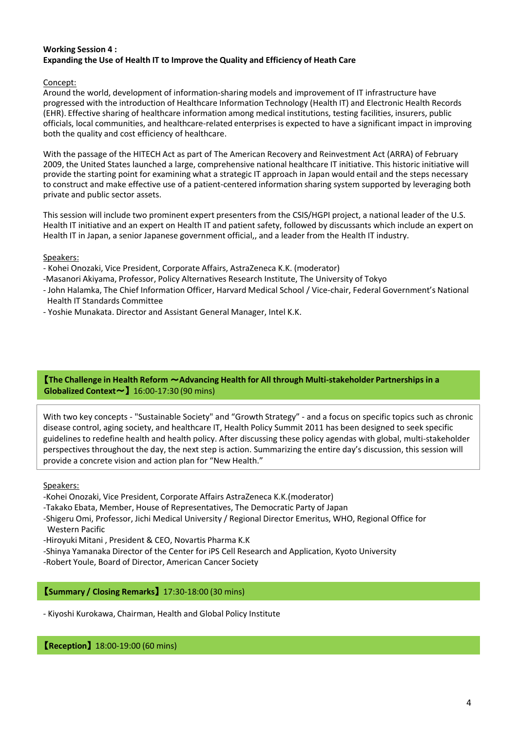**Working Session 4 :**
**Expanding the Use of Health IT to Improve the Quality and Efficiency of Heath Care**

Concept:
Around the world, development of information-sharing models and improvement of IT infrastructure have progressed with the introduction of Healthcare Information Technology (Health IT) and Electronic Health Records (EHR). Effective sharing of healthcare information among medical institutions, testing facilities, insurers, public officials, local communities, and healthcare-related enterprises is expected to have a significant impact in improving both the quality and cost efficiency of healthcare.

With the passage of the HITECH Act as part of The American Recovery and Reinvestment Act (ARRA) of February 2009, the United States launched a large, comprehensive national healthcare IT initiative. This historic initiative will provide the starting point for examining what a strategic IT approach in Japan would entail and the steps necessary to construct and make effective use of a patient-centered information sharing system supported by leveraging both private and public sector assets.

This session will include two prominent expert presenters from the CSIS/HGPI project, a national leader of the U.S. Health IT initiative and an expert on Health IT and patient safety, followed by discussants which include an expert on Health IT in Japan, a senior Japanese government official,, and a leader from the Health IT industry.

Speakers:
- Kohei Onozaki, Vice President, Corporate Affairs, AstraZeneca K.K. (moderator)
- Masanori Akiyama, Professor, Policy Alternatives Research Institute, The University of Tokyo
- John Halamka, The Chief Information Officer, Harvard Medical School / Vice-chair, Federal Government's National Health IT Standards Committee
- Yoshie Munakata. Director and Assistant General Manager, Intel K.K.

**【The Challenge in Health Reform ～Advancing Health for All through Multi-stakeholder Partnerships in a Globalized Context～】** 16:00-17:30 (90 mins)

With two key concepts - "Sustainable Society" and "Growth Strategy" - and a focus on specific topics such as chronic disease control, aging society, and healthcare IT, Health Policy Summit 2011 has been designed to seek specific guidelines to redefine health and health policy. After discussing these policy agendas with global, multi-stakeholder perspectives throughout the day, the next step is action. Summarizing the entire day's discussion, this session will provide a concrete vision and action plan for "New Health."

Speakers:
- Kohei Onozaki, Vice President, Corporate Affairs AstraZeneca K.K.(moderator)
- Takako Ebata, Member, House of Representatives, The Democratic Party of Japan
- Shigeru Omi, Professor, Jichi Medical University / Regional Director Emeritus, WHO, Regional Office for Western Pacific
- Hiroyuki Mitani , President & CEO, Novartis Pharma K.K
- Shinya Yamanaka Director of the Center for iPS Cell Research and Application, Kyoto University
- Robert Youle, Board of Director, American Cancer Society

**【Summary / Closing Remarks】** 17:30-18:00 (30 mins)

- Kiyoshi Kurokawa, Chairman, Health and Global Policy Institute

**【Reception】** 18:00-19:00 (60 mins)